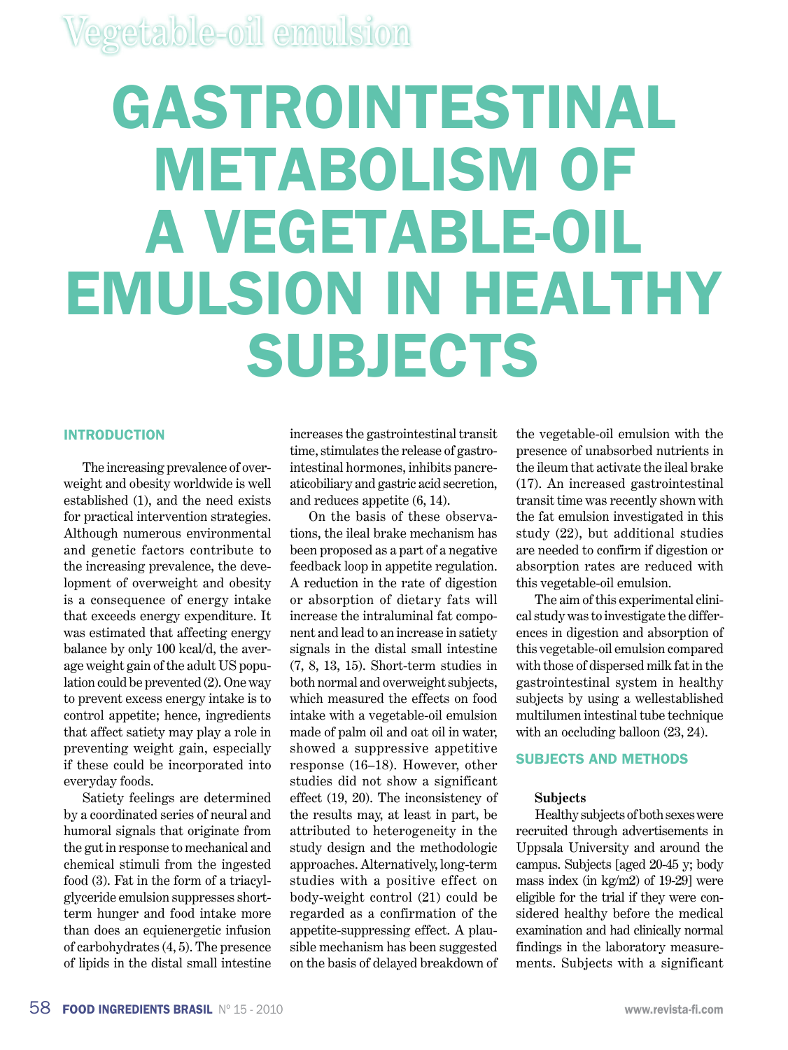Vegetable-oil emulsion

# GASTROINTESTINAL METABOLISM OF A VEGETABLE-OIL EMULSION IN HEALTHY SUBJECTS

## INTRODUCTION

The increasing prevalence of overweight and obesity worldwide is well established (1), and the need exists for practical intervention strategies. Although numerous environmental and genetic factors contribute to the increasing prevalence, the development of overweight and obesity is a consequence of energy intake that exceeds energy expenditure. It was estimated that affecting energy balance by only 100 kcal/d, the average weight gain of the adult US population could be prevented (2). One way to prevent excess energy intake is to control appetite; hence, ingredients that affect satiety may play a role in preventing weight gain, especially if these could be incorporated into everyday foods.

Satiety feelings are determined by a coordinated series of neural and humoral signals that originate from the gut in response to mechanical and chemical stimuli from the ingested food (3). Fat in the form of a triacylglyceride emulsion suppresses short-term hunger and food intake more than does an equienergetic infusion of carbohydrates (4, 5). The presence of lipids in the distal small intestine increases the gastrointestinal transit time, stimulates the release of gastrointestinal hormones, inhibits pancreaticobiliary and gastric acid secretion, and reduces appetite (6, 14).

On the basis of these observations, the ileal brake mechanism has been proposed as a part of a negative feedback loop in appetite regulation. A reduction in the rate of digestion or absorption of dietary fats will increase the intraluminal fat component and lead to an increase in satiety signals in the distal small intestine (7, 8, 13, 15). Short-term studies in both normal and overweight subjects, which measured the effects on food intake with a vegetable-oil emulsion made of palm oil and oat oil in water, showed a suppressive appetitive response (16–18). However, other studies did not show a significant effect (19, 20). The inconsistency of the results may, at least in part, be attributed to heterogeneity in the study design and the methodologic approaches. Alternatively, long-term studies with a positive effect on body-weight control (21) could be regarded as a confirmation of the appetite-suppressing effect. A plausible mechanism has been suggested on the basis of delayed breakdown of the vegetable-oil emulsion with the presence of unabsorbed nutrients in the ileum that activate the ileal brake (17). An increased gastrointestinal transit time was recently shown with the fat emulsion investigated in this study (22), but additional studies are needed to confirm if digestion or absorption rates are reduced with this vegetable-oil emulsion.

The aim of this experimental clinical study was to investigate the differences in digestion and absorption of this vegetable-oil emulsion compared with those of dispersed milk fat in the gastrointestinal system in healthy subjects by using a wellestablished multilumen intestinal tube technique with an occluding balloon (23, 24).

## SUBJECTS AND METHODS

### Subjects

Healthy subjects of both sexes were recruited through advertisements in Uppsala University and around the campus. Subjects [aged 20-45 y; body mass index (in kg/m2) of 19-29] were eligible for the trial if they were considered healthy before the medical examination and had clinically normal findings in the laboratory measurements. Subjects with a significant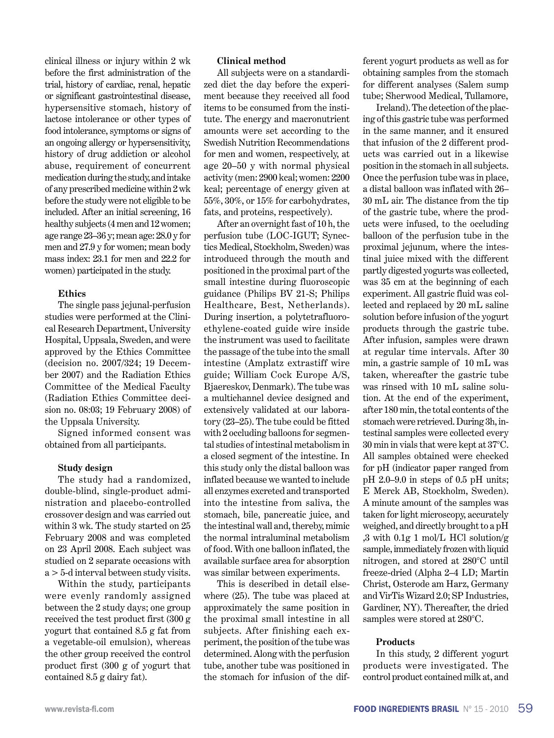clinical illness or injury within 2 wk before the first administration of the trial, history of cardiac, renal, hepatic or significant gastrointestinal disease, hypersensitive stomach, history of lactose intolerance or other types of food intolerance, symptoms or signs of an ongoing allergy or hypersensitivity, history of drug addiction or alcohol abuse, requirement of concurrent medication during the study, and intake of any prescribed medicine within 2 wk before the study were not eligible to be included. After an initial screening, 16 healthy subjects (4 men and 12 women; age range 23–36 y; mean age: 28.0 y for men and 27.9 y for women; mean body mass index: 23.1 for men and 22.2 for women) participated in the study.

#### Ethics

The single pass jejunal-perfusion studies were performed at the Clinical Research Department, University Hospital, Uppsala, Sweden, and were approved by the Ethics Committee (decision no. 2007/324; 19 December 2007) and the Radiation Ethics Committee of the Medical Faculty (Radiation Ethics Committee decision no. 08:03; 19 February 2008) of the Uppsala University.

Signed informed consent was obtained from all participants.

#### Study design

The study had a randomized, double-blind, single-product administration and placebo-controlled crossover design and was carried out within 3 wk. The study started on 25 February 2008 and was completed on 23 April 2008. Each subject was studied on 2 separate occasions with a > 5-d interval between study visits.

Within the study, participants were evenly randomly assigned between the 2 study days; one group received the test product first (300 g yogurt that contained 8.5 g fat from a vegetable-oil emulsion), whereas the other group received the control product first (300 g of yogurt that contained 8.5 g dairy fat).

#### Clinical method

All subjects were on a standardized diet the day before the experiment because they received all food items to be consumed from the institute. The energy and macronutrient amounts were set according to the Swedish Nutrition Recommendations for men and women, respectively, at age 20–50 y with normal physical activity (men: 2900 kcal; women: 2200 kcal; percentage of energy given at 55%, 30%, or 15% for carbohydrates, fats, and proteins, respectively).

After an overnight fast of 10 h, the perfusion tube (LOC-IGUT; Synectics Medical, Stockholm, Sweden) was introduced through the mouth and positioned in the proximal part of the small intestine during fluoroscopic guidance (Philips BV 21-S; Philips Healthcare, Best, Netherlands). During insertion, a polytetrafluoroethylene-coated guide wire inside the instrument was used to facilitate the passage of the tube into the small intestine (Amplatz extrastiff wire guide; William Cock Europe A/S, Bjaereskov, Denmark). The tube was a multichannel device designed and extensively validated at our laboratory (23–25). The tube could be fitted with 2 occluding balloons for segmental studies of intestinal metabolism in a closed segment of the intestine. In this study only the distal balloon was inflated because we wanted to include all enzymes excreted and transported into the intestine from saliva, the stomach, bile, pancreatic juice, and the intestinal wall and, thereby, mimic the normal intraluminal metabolism of food. With one balloon inflated, the available surface area for absorption was similar between experiments.

This is described in detail elsewhere (25). The tube was placed at approximately the same position in the proximal small intestine in all subjects. After finishing each experiment, the position of the tube was determined. Along with the perfusion tube, another tube was positioned in the stomach for infusion of the different yogurt products as well as for obtaining samples from the stomach for different analyses (Salem sump tube; Sherwood Medical, Tullamore,

Ireland). The detection of the placing of this gastric tube was performed in the same manner, and it ensured that infusion of the 2 different products was carried out in a likewise position in the stomach in all subjects. Once the perfusion tube was in place, a distal balloon was inflated with 26–30 mL air. The distance from the tip of the gastric tube, where the products were infused, to the occluding balloon of the perfusion tube in the proximal jejunum, where the intestinal juice mixed with the different partly digested yogurts was collected, was 35 cm at the beginning of each experiment. All gastric fluid was collected and replaced by 20 mL saline solution before infusion of the yogurt products through the gastric tube. After infusion, samples were drawn at regular time intervals. After 30 min, a gastric sample of 10 mL was taken, whereafter the gastric tube was rinsed with 10 mL saline solution. At the end of the experiment, after 180 min, the total contents of the stomach were retrieved. During 3h, intestinal samples were collected every 30 min in vials that were kept at 37°C. All samples obtained were checked for pH (indicator paper ranged from pH 2.0–9.0 in steps of 0.5 pH units; E Merck AB, Stockholm, Sweden). A minute amount of the samples was taken for light microscopy, accurately weighed, and directly brought to a pH ,3 with 0.1g 1 mol/L HCl solution/g sample, immediately frozen with liquid nitrogen, and stored at 280°C until freeze-dried (Alpha 2–4 LD; Martin Christ, Osterode am Harz, Germany and VirTis Wizard 2.0; SP Industries, Gardiner, NY). Thereafter, the dried samples were stored at 280°C.

#### Products

In this study, 2 different yogurt products were investigated. The control product contained milk at, and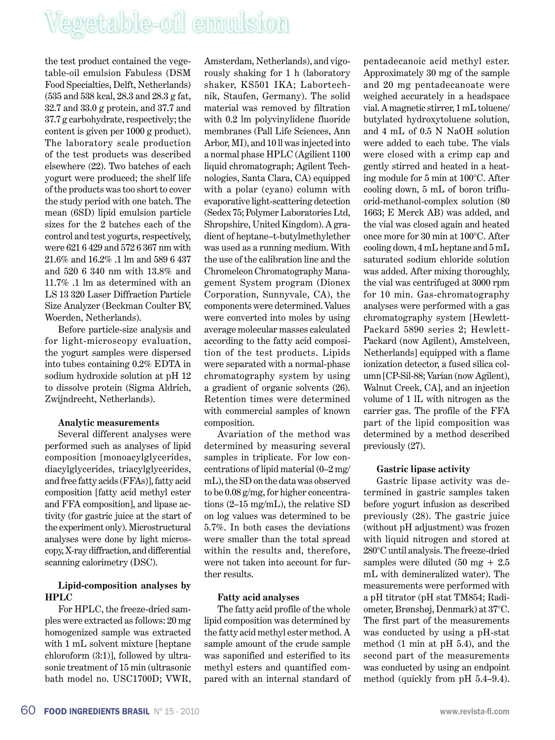the test product contained the vegetable-oil emulsion Fabuless (DSM Food Specialties, Delft, Netherlands) (535 and 538 kcal, 28.3 and 28.3 g fat, 32.7 and 33.0 g protein, and 37.7 and 37.7 g carbohydrate, respectively; the content is given per 1000 g product). The laboratory scale production of the test products was described elsewhere (22). Two batches of each yogurt were produced; the shelf life of the products was too short to cover the study period with one batch. The mean (6SD) lipid emulsion particle sizes for the 2 batches each of the control and test yogurts, respectively, were 621 6 429 and 572 6 367 nm with 21.6% and 16.2% .1 lm and 589 6 437 and 520 6 340 nm with 13.8% and 11.7% .1 lm as determined with an LS 13 320 Laser Diffraction Particle Size Analyzer (Beckman Coulter BV, Woerden, Netherlands).

Before particle-size analysis and for light-microscopy evaluation, the yogurt samples were dispersed into tubes containing 0.2% EDTA in sodium hydroxide solution at pH 12 to dissolve protein (Sigma Aldrich, Zwijndrecht, Netherlands).

**Analytic measurements**

Several different analyses were performed such as analyses of lipid composition [monoacylglycerides, diacylglycerides, triacylglycerides, and free fatty acids (FFAs)], fatty acid composition [fatty acid methyl ester and FFA composition], and lipase activity (for gastric juice at the start of the experiment only). Microstructural analyses were done by light microscopy, X-ray diffraction, and differential scanning calorimetry (DSC).

**Lipid-composition analyses by HPLC**

For HPLC, the freeze-dried samples were extracted as follows: 20 mg homogenized sample was extracted with 1 mL solvent mixture [heptane chloroform (3:1)], followed by ultrasonic treatment of 15 min (ultrasonic bath model no. USC1700D; VWR, Amsterdam, Netherlands), and vigorously shaking for 1 h (laboratory shaker, KS501 IKA; Labortechnik, Staufen, Germany). The solid material was removed by filtration with 0.2 lm polyvinylidene fluoride membranes (Pall Life Sciences, Ann Arbor, MI), and 10 ll was injected into a normal phase HPLC (Agilent 1100 liquid chromatograph; Agilent Technologies, Santa Clara, CA) equipped with a polar (cyano) column with evaporative light-scattering detection (Sedex 75; Polymer Laboratories Ltd, Shropshire, United Kingdom). A gradient of heptane–t-butylmethylether was used as a running medium. With the use of the calibration line and the Chromeleon Chromatography Management System program (Dionex Corporation, Sunnyvale, CA), the components were determined. Values were converted into moles by using average molecular masses calculated according to the fatty acid composition of the test products. Lipids were separated with a normal-phase chromatography system by using a gradient of organic solvents (26). Retention times were determined with commercial samples of known composition.

Avariation of the method was determined by measuring several samples in triplicate. For low concentrations of lipid material (0–2 mg/mL), the SD on the data was observed to be 0.08 g/mg, for higher concentrations (2–15 mg/mL), the relative SD on log values was determined to be 5.7%. In both cases the deviations were smaller than the total spread within the results and, therefore, were not taken into account for further results.

**Fatty acid analyses**

The fatty acid profile of the whole lipid composition was determined by the fatty acid methyl ester method. A sample amount of the crude sample was saponified and esterified to its methyl esters and quantified compared with an internal standard of pentadecanoic acid methyl ester. Approximately 30 mg of the sample and 20 mg pentadecanoate were weighed accurately in a headspace vial. A magnetic stirrer, 1 mL toluene/butylated hydroxytoluene solution, and 4 mL of 0.5 N NaOH solution were added to each tube. The vials were closed with a crimp cap and gently stirred and heated in a heating module for 5 min at 100°C. After cooling down, 5 mL of boron trifluorid-methanol-complex solution (80 1663; E Merck AB) was added, and the vial was closed again and heated once more for 30 min at 100°C. After cooling down, 4 mL heptane and 5 mL saturated sodium chloride solution was added. After mixing thoroughly, the vial was centrifuged at 3000 rpm for 10 min. Gas-chromatography analyses were performed with a gas chromatography system [Hewlett-Packard 5890 series 2; Hewlett-Packard (now Agilent), Amstelveen, Netherlands] equipped with a flame ionization detector, a fused silica column [CP-Sil-88; Varian (now Agilent), Walnut Creek, CA], and an injection volume of 1 lL with nitrogen as the carrier gas. The profile of the FFA part of the lipid composition was determined by a method described previously (27).

**Gastric lipase activity**

Gastric lipase activity was determined in gastric samples taken before yogurt infusion as described previously (28). The gastric juice (without pH adjustment) was frozen with liquid nitrogen and stored at 280°C until analysis. The freeze-dried samples were diluted (50 mg + 2.5 mL with demineralized water). The measurements were performed with a pH titrator (pH stat TM854; Radiometer, Brønshøj, Denmark) at 37°C. The first part of the measurements was conducted by using a pH-stat method (1 min at pH 5.4), and the second part of the measurements was conducted by using an endpoint method (quickly from pH 5.4–9.4).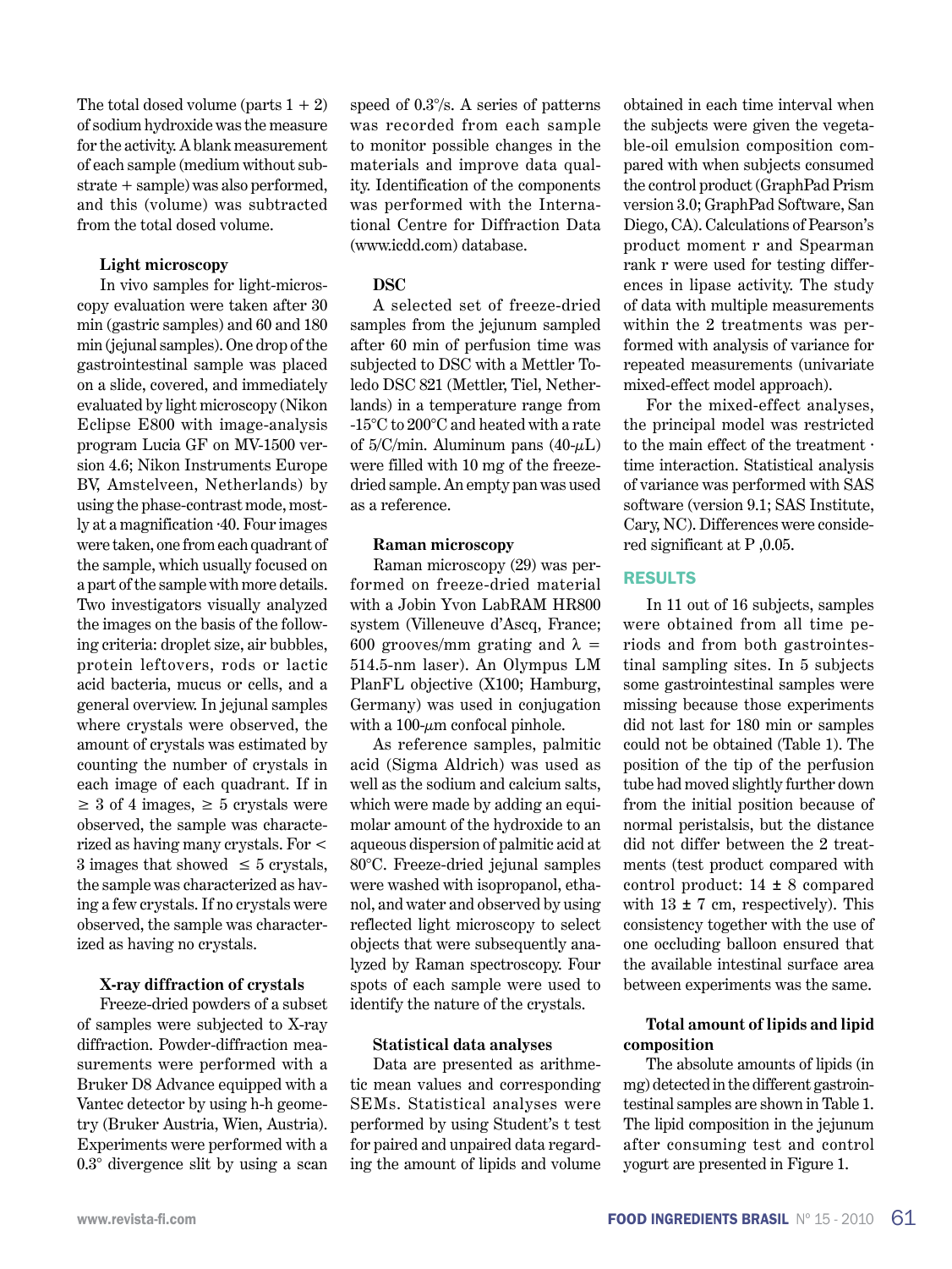The total dosed volume (parts 1 + 2) of sodium hydroxide was the measure for the activity. A blank measurement of each sample (medium without substrate + sample) was also performed, and this (volume) was subtracted from the total dosed volume.

### Light microscopy

In vivo samples for light-microscopy evaluation were taken after 30 min (gastric samples) and 60 and 180 min (jejunal samples). One drop of the gastrointestinal sample was placed on a slide, covered, and immediately evaluated by light microscopy (Nikon Eclipse E800 with image-analysis program Lucia GF on MV-1500 version 4.6; Nikon Instruments Europe BV, Amstelveen, Netherlands) by using the phase-contrast mode, mostly at a magnification ·40. Four images were taken, one from each quadrant of the sample, which usually focused on a part of the sample with more details. Two investigators visually analyzed the images on the basis of the following criteria: droplet size, air bubbles, protein leftovers, rods or lactic acid bacteria, mucus or cells, and a general overview. In jejunal samples where crystals were observed, the amount of crystals was estimated by counting the number of crystals in each image of each quadrant. If in $\geq 3$ of 4 images, $\geq 5$ crystals were observed, the sample was characterized as having many crystals. For < 3 images that showed $\leq 5$ crystals, the sample was characterized as having a few crystals. If no crystals were observed, the sample was characterized as having no crystals.

### X-ray diffraction of crystals

Freeze-dried powders of a subset of samples were subjected to X-ray diffraction. Powder-diffraction measurements were performed with a Bruker D8 Advance equipped with a Vantec detector by using h-h geometry (Bruker Austria, Wien, Austria). Experiments were performed with a 0.3° divergence slit by using a scan speed of 0.3°/s. A series of patterns was recorded from each sample to monitor possible changes in the materials and improve data quality. Identification of the components was performed with the International Centre for Diffraction Data (www.icdd.com) database.

### DSC

A selected set of freeze-dried samples from the jejunum sampled after 60 min of perfusion time was subjected to DSC with a Mettler Toledo DSC 821 (Mettler, Tiel, Netherlands) in a temperature range from -15°C to 200°C and heated with a rate of 5/C/min. Aluminum pans (40-$\mu$L) were filled with 10 mg of the freeze-dried sample. An empty pan was used as a reference.

### Raman microscopy

Raman microscopy (29) was performed on freeze-dried material with a Jobin Yvon LabRAM HR800 system (Villeneuve d'Ascq, France; 600 grooves/mm grating and $\lambda$ = 514.5-nm laser). An Olympus LM PlanFL objective (X100; Hamburg, Germany) was used in conjugation with a 100-$\mu$m confocal pinhole.

As reference samples, palmitic acid (Sigma Aldrich) was used as well as the sodium and calcium salts, which were made by adding an equimolar amount of the hydroxide to an aqueous dispersion of palmitic acid at 80°C. Freeze-dried jejunal samples were washed with isopropanol, ethanol, and water and observed by using reflected light microscopy to select objects that were subsequently analyzed by Raman spectroscopy. Four spots of each sample were used to identify the nature of the crystals.

### Statistical data analyses

Data are presented as arithmetic mean values and corresponding SEMs. Statistical analyses were performed by using Student's t test for paired and unpaired data regarding the amount of lipids and volume obtained in each time interval when the subjects were given the vegetable-oil emulsion composition compared with when subjects consumed the control product (GraphPad Prism version 3.0; GraphPad Software, San Diego, CA). Calculations of Pearson's product moment r and Spearman rank r were used for testing differences in lipase activity. The study of data with multiple measurements within the 2 treatments was performed with analysis of variance for repeated measurements (univariate mixed-effect model approach).

For the mixed-effect analyses, the principal model was restricted to the main effect of the treatment · time interaction. Statistical analysis of variance was performed with SAS software (version 9.1; SAS Institute, Cary, NC). Differences were considered significant at P ,0.05.

## RESULTS

In 11 out of 16 subjects, samples were obtained from all time periods and from both gastrointestinal sampling sites. In 5 subjects some gastrointestinal samples were missing because those experiments did not last for 180 min or samples could not be obtained (Table 1). The position of the tip of the perfusion tube had moved slightly further down from the initial position because of normal peristalsis, but the distance did not differ between the 2 treatments (test product compared with control product: 14 ± 8 compared with 13 ± 7 cm, respectively). This consistency together with the use of one occluding balloon ensured that the available intestinal surface area between experiments was the same.

### Total amount of lipids and lipid composition

The absolute amounts of lipids (in mg) detected in the different gastrointestinal samples are shown in Table 1. The lipid composition in the jejunum after consuming test and control yogurt are presented in Figure 1.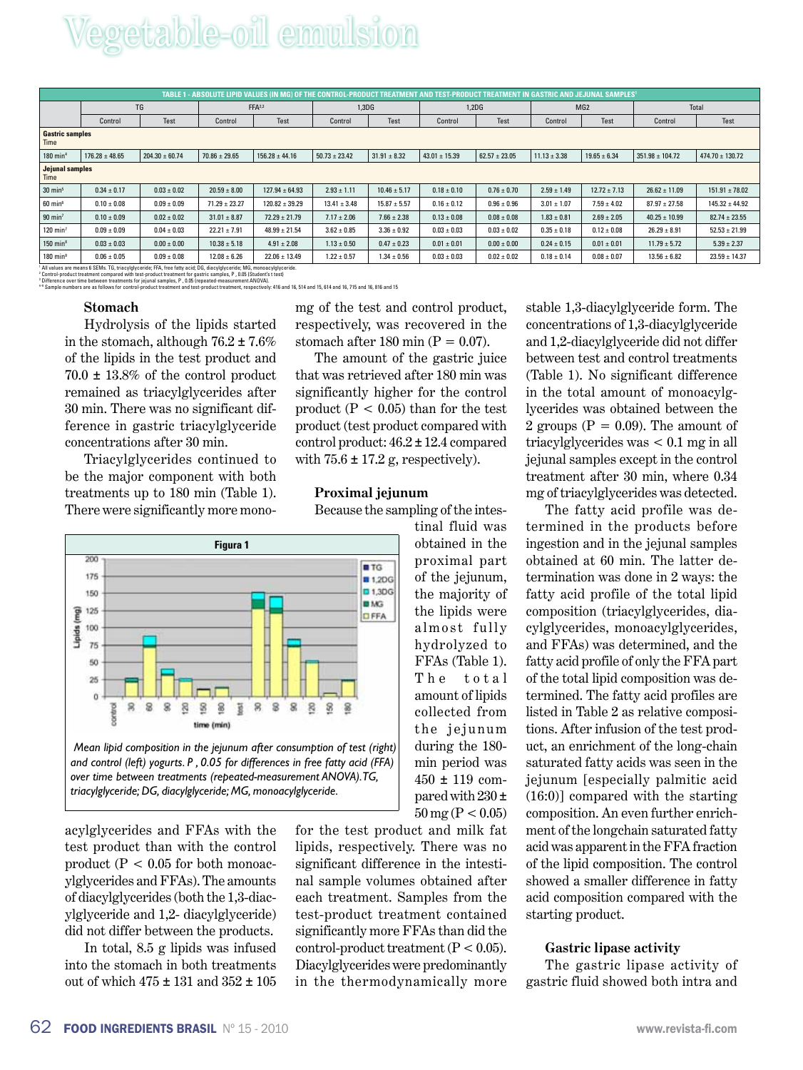# Vegetable-oil emulsion

| TABLE 1 - ABSOLUTE LIPID VALUES (IN MG) OF THE CONTROL-PRODUCT TREATMENT AND TEST-PRODUCT TREATMENT IN GASTRIC AND JEJUNAL SAMPLES[1] | | | | | | | | | | | | |
|---|---|---|---|---|---|---|---|---|---|---|---|---|
| | TG | | FFA[2,3] | | 1,3DG | | 1,2DG | | MG2 | | Total | |
| | Control | Test | Control | Test | Control | Test | Control | Test | Control | Test | Control | Test |
| **Gastric samples** Time | | | | | | | | | | | | |
| 180 min[4] | 176.28 ± 48.65 | 204.30 ± 60.74 | 70.86 ± 29.65 | 156.28 ± 44.16 | 50.73 ± 23.42 | 31.91 ± 8.32 | 43.01 ± 15.39 | 62.57 ± 23.05 | 11.13 ± 3.38 | 19.65 ± 6.34 | 351.98 ± 104.72 | 474.70 ± 130.72 |
| **Jejunal samples** Time | | | | | | | | | | | | |
| 30 min[5] | 0.34 ± 0.17 | 0.03 ± 0.02 | 20.59 ± 8.00 | 127.94 ± 64.93 | 2.93 ± 1.11 | 10.46 ± 5.17 | 0.18 ± 0.10 | 0.76 ± 0.70 | 2.59 ± 1.49 | 12.72 ± 7.13 | 26.62 ± 11.09 | 151.91 ± 78.02 |
| 60 min[6] | 0.10 ± 0.08 | 0.09 ± 0.09 | 71.29 ± 23.27 | 120.82 ± 39.29 | 13.41 ± 3.48 | 15.87 ± 5.57 | 0.16 ± 0.12 | 0.96 ± 0.96 | 3.01 ± 1.07 | 7.59 ± 4.02 | 87.97 ± 27.58 | 145.32 ± 44.92 |
| 90 min[7] | 0.10 ± 0.09 | 0.02 ± 0.02 | 31.01 ± 8.87 | 72.29 ± 21.79 | 7.17 ± 2.06 | 7.66 ± 2.38 | 0.13 ± 0.08 | 0.08 ± 0.08 | 1.83 ± 0.81 | 2.69 ± 2.05 | 40.25 ± 10.99 | 82.74 ± 23.55 |
| 120 min[7] | 0.09 ± 0.09 | 0.04 ± 0.03 | 22.21 ± 7.91 | 48.99 ± 21.54 | 3.62 ± 0.85 | 3.36 ± 0.92 | 0.03 ± 0.03 | 0.03 ± 0.02 | 0.35 ± 0.18 | 0.12 ± 0.08 | 26.29 ± 8.91 | 52.53 ± 21.99 |
| 150 min[8] | 0.03 ± 0.03 | 0.00 ± 0.00 | 10.38 ± 5.18 | 4.91 ± 2.08 | 1.13 ± 0.50 | 0.47 ± 0.23 | 0.01 ± 0.01 | 0.00 ± 0.00 | 0.24 ± 0.15 | 0.01 ± 0.01 | 11.79 ± 5.72 | 5.39 ± 2.37 |
| 180 min[9] | 0.06 ± 0.05 | 0.09 ± 0.08 | 12.08 ± 6.26 | 22.06 ± 13.49 | 1.22 ± 0.57 | 1.34 ± 0.56 | 0.03 ± 0.03 | 0.02 ± 0.02 | 0.18 ± 0.14 | 0.08 ± 0.07 | 13.56 ± 6.82 | 23.59 ± 14.37 |

[1] All values are means 6 SEMs. TG, triacylglyceride; FFA, free fatty acid; DG, diacylglyceride; MG, monoacylglyceride.
[2] Control-product treatment compared with test-product treatment for gastric samples, P , 0.05 (Student's t test)
[3] Difference over time between treatments for jejunal samples, P , 0.05 (repeated-measurement ANOVA).
[4-9] Sample numbers are as follows for control-product treatment and test-product treatment, respectively: 4/6 and 16, 5/4 and 15, 6/4 and 16, 7/5 and 16, 8/6 and 15

### Stomach

Hydrolysis of the lipids started in the stomach, although 76.2 ± 7.6% of the lipids in the test product and 70.0 ± 13.8% of the control product remained as triacylglycerides after 30 min. There was no significant difference in gastric triacylglyceride concentrations after 30 min.

Triacylglycerides continued to be the major component with both treatments up to 180 min (Table 1). There were significantly more monoacylglycerides and FFAs with the test product than with the control product ($P < 0.05$ for both monoacylglycerides and FFAs). The amounts of diacylglycerides (both the 1,3-diacylglyceride and 1,2- diacylglyceride) did not differ between the products.

In total, 8.5 g lipids was infused into the stomach in both treatments out of which 475 ± 131 and 352 ± 105 mg of the test and control product, respectively, was recovered in the stomach after 180 min ($P = 0.07$).

The amount of the gastric juice that was retrieved after 180 min was significantly higher for the control product ($P < 0.05$) than for the test product (test product compared with control product: 46.2 ± 12.4 compared with 75.6 ± 17.2 g, respectively).

### Proximal jejunum

Because the sampling of the intestinal fluid was obtained in the proximal part of the jejunum, the majority of the lipids were almost fully hydrolyzed to FFAs (Table 1). The total amount of lipids collected from the jejunum during the 180-min period was 450 ± 119 compared with 230 ± 50 mg ($P < 0.05$) for the test product and milk fat lipids, respectively. There was no significant difference in the intestinal sample volumes obtained after each treatment. Samples from the test-product treatment contained significantly more FFAs than did the control-product treatment ($P < 0.05$). Diacylglycerides were predominantly in the thermodynamically more stable 1,3-diacylglyceride form. The concentrations of 1,3-diacylglyceride and 1,2-diacylglyceride did not differ between test and control treatments (Table 1). No significant difference in the total amount of monoacylglycerides was obtained between the 2 groups ($P = 0.09$). The amount of triacylglycerides was < 0.1 mg in all jejunal samples except in the control treatment after 30 min, where 0.34 mg of triacylglycerides was detected.

**Figura 1**

*Mean lipid composition in the jejunum after consumption of test (right) and control (left) yogurts. P , 0.05 for differences in free fatty acid (FFA) over time between treatments (repeated-measurement ANOVA). TG, triacylglyceride; DG, diacylglyceride; MG, monoacylglyceride.*

The fatty acid profile was determined in the products before ingestion and in the jejunal samples obtained at 60 min. The latter determination was done in 2 ways: the fatty acid profile of the total lipid composition (triacylglycerides, diacylglycerides, monoacylglycerides, and FFAs) was determined, and the fatty acid profile of only the FFA part of the total lipid composition was determined. The fatty acid profiles are listed in Table 2 as relative compositions. After infusion of the test product, an enrichment of the long-chain saturated fatty acids was seen in the jejunum [especially palmitic acid (16:0)] compared with the starting composition. An even further enrichment of the longchain saturated fatty acid was apparent in the FFA fraction of the lipid composition. The control showed a smaller difference in fatty acid composition compared with the starting product.

### Gastric lipase activity

The gastric lipase activity of gastric fluid showed both intra and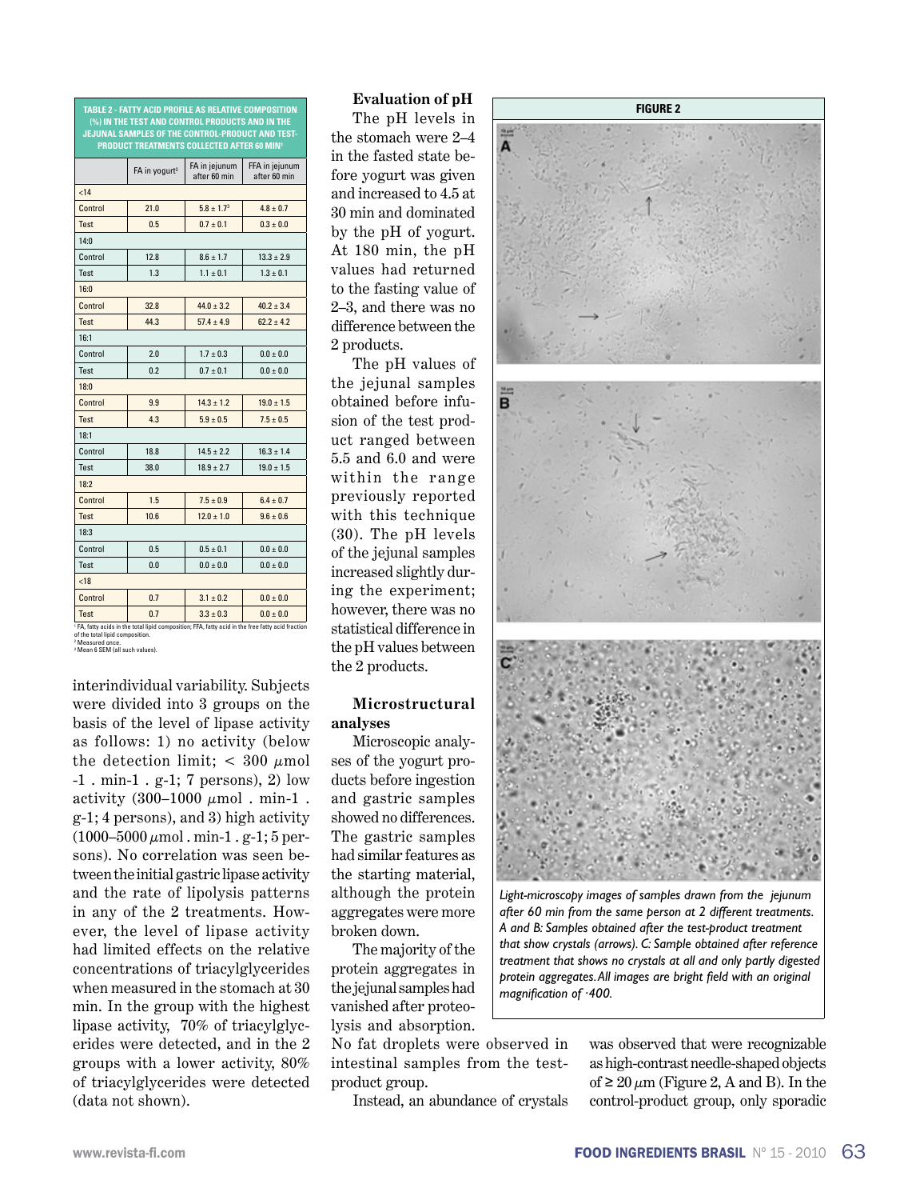**TABLE 2 - FATTY ACID PROFILE AS RELATIVE COMPOSITION (%) IN THE TEST AND CONTROL PRODUCTS AND IN THE JEJUNAL SAMPLES OF THE CONTROL-PRODUCT AND TEST-PRODUCT TREATMENTS COLLECTED AFTER 60 MIN[1]**

| | FA in yogurt[2] | FA in jejunum after 60 min | FFA in jejunum after 60 min |
|---|---|---|---|
| <14 | | | |
| Control | 21.0 | 5.8 ± 1.7[3] | 4.8 ± 0.7 |
| Test | 0.5 | 0.7 ± 0.1 | 0.3 ± 0.0 |
| 14:0 | | | |
| Control | 12.8 | 8.6 ± 1.7 | 13.3 ± 2.9 |
| Test | 1.3 | 1.1 ± 0.1 | 1.3 ± 0.1 |
| 16:0 | | | |
| Control | 32.8 | 44.0 ± 3.2 | 40.2 ± 3.4 |
| Test | 44.3 | 57.4 ± 4.9 | 62.2 ± 4.2 |
| 16:1 | | | |
| Control | 2.0 | 1.7 ± 0.3 | 0.0 ± 0.0 |
| Test | 0.2 | 0.7 ± 0.1 | 0.0 ± 0.0 |
| 18:0 | | | |
| Control | 9.9 | 14.3 ± 1.2 | 19.0 ± 1.5 |
| Test | 4.3 | 5.9 ± 0.5 | 7.5 ± 0.5 |
| 18:1 | | | |
| Control | 18.8 | 14.5 ± 2.2 | 16.3 ± 1.4 |
| Test | 38.0 | 18.9 ± 2.7 | 19.0 ± 1.5 |
| 18:2 | | | |
| Control | 1.5 | 7.5 ± 0.9 | 6.4 ± 0.7 |
| Test | 10.6 | 12.0 ± 1.0 | 9.6 ± 0.6 |
| 18:3 | | | |
| Control | 0.5 | 0.5 ± 0.1 | 0.0 ± 0.0 |
| Test | 0.0 | 0.0 ± 0.0 | 0.0 ± 0.0 |
| <18 | | | |
| Control | 0.7 | 3.1 ± 0.2 | 0.0 ± 0.0 |
| Test | 0.7 | 3.3 ± 0.3 | 0.0 ± 0.0 |

[1] FA, fatty acids in the total lipid composition; FFA, fatty acid in the free fatty acid fraction of the total lipid composition.
[2] Measured once.
[3] Mean 6 SEM (all such values).

interindividual variability. Subjects were divided into 3 groups on the basis of the level of lipase activity as follows: 1) no activity (below the detection limit; < 300 μmol -1 . min-1 . g-1; 7 persons), 2) low activity (300–1000 μmol . min-1 . g-1; 4 persons), and 3) high activity (1000–5000 μmol . min-1 . g-1; 5 persons). No correlation was seen between the initial gastric lipase activity and the rate of lipolysis patterns in any of the 2 treatments. However, the level of lipase activity had limited effects on the relative concentrations of triacylglycerides when measured in the stomach at 30 min. In the group with the highest lipase activity, 70% of triacylglycerides were detected, and in the 2 groups with a lower activity, 80% of triacylglycerides were detected (data not shown).

### Evaluation of pH

The pH levels in the stomach were 2–4 in the fasted state before yogurt was given and increased to 4.5 at 30 min and dominated by the pH of yogurt. At 180 min, the pH values had returned to the fasting value of 2–3, and there was no difference between the 2 products.

The pH values of the jejunal samples obtained before infusion of the test product ranged between 5.5 and 6.0 and were within the range previously reported with this technique (30). The pH levels of the jejunal samples increased slightly during the experiment; however, there was no statistical difference in the pH values between the 2 products.

### Microstructural analyses

Microscopic analyses of the yogurt products before ingestion and gastric samples showed no differences. The gastric samples had similar features as the starting material, although the protein aggregates were more broken down.

The majority of the protein aggregates in the jejunal samples had vanished after proteolysis and absorption. No fat droplets were observed in intestinal samples from the test-product group.

Instead, an abundance of crystals was observed that were recognizable as high-contrast needle-shaped objects of ≥ 20 μm (Figure 2, A and B). In the control-product group, only sporadic

**FIGURE 2**

*Light-microscopy images of samples drawn from the jejunum after 60 min from the same person at 2 different treatments. A and B: Samples obtained after the test-product treatment that show crystals (arrows). C: Sample obtained after reference treatment that shows no crystals at all and only partly digested protein aggregates. All images are bright field with an original magnification of ·400.*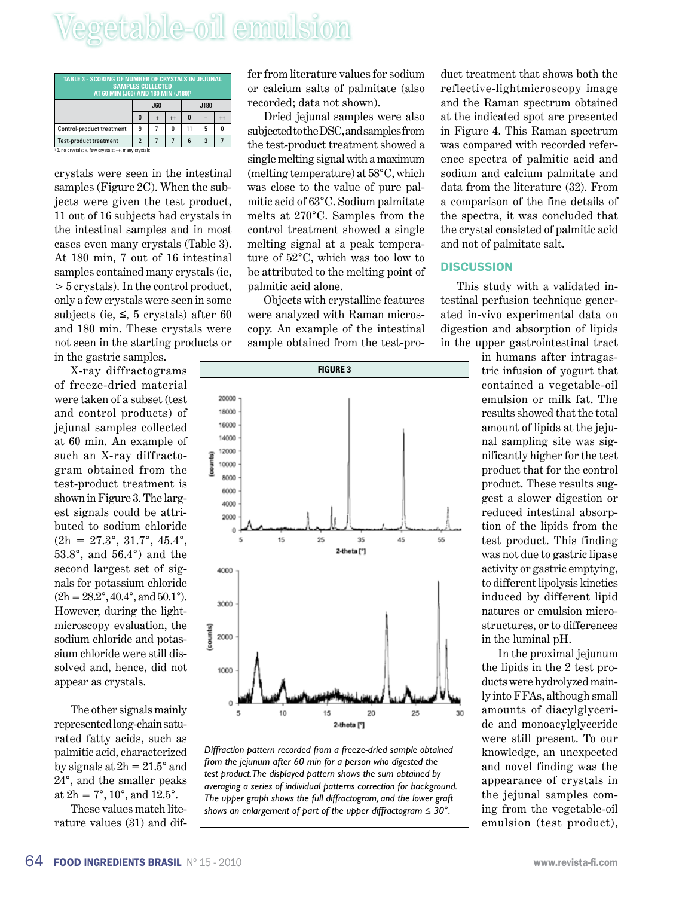| TABLE 3 - SCORING OF NUMBER OF CRYSTALS IN JEJUNAL SAMPLES COLLECTED AT 60 MIN (J60) AND 180 MIN (J180)[1] | | | | | | |
|---|---|---|---|---|---|---|
| | J60 | | | J180 | | |
| | 0 | + | ++ | 0 | + | ++ |
| Control-product treatment | 9 | 7 | 0 | 11 | 5 | 0 |
| Test-product treatment | 2 | 7 | 7 | 6 | 3 | 7 |

[1] 0, no crystals; +, few crystals; ++, many crystals

crystals were seen in the intestinal samples (Figure 2C). When the subjects were given the test product, 11 out of 16 subjects had crystals in the intestinal samples and in most cases even many crystals (Table 3). At 180 min, 7 out of 16 intestinal samples contained many crystals (ie, > 5 crystals). In the control product, only a few crystals were seen in some subjects (ie, ≤, 5 crystals) after 60 and 180 min. These crystals were not seen in the starting products or in the gastric samples.

X-ray diffractograms of freeze-dried material were taken of a subset (test and control products) of jejunal samples collected at 60 min. An example of such an X-ray diffractogram obtained from the test-product treatment is shown in Figure 3. The largest signals could be attributed to sodium chloride (2h = 27.3°, 31.7°, 45.4°, 53.8°, and 56.4°) and the second largest set of signals for potassium chloride (2h = 28.2°, 40.4°, and 50.1°). However, during the light-microscopy evaluation, the sodium chloride and potassium chloride were still dissolved and, hence, did not appear as crystals.

The other signals mainly represented long-chain saturated fatty acids, such as palmitic acid, characterized by signals at 2h = 21.5° and 24°, and the smaller peaks at 2h = 7°, 10°, and 12.5°.

These values match literature values (31) and differ from literature values for sodium or calcium salts of palmitate (also recorded; data not shown).

Dried jejunal samples were also subjected to the DSC, and samples from the test-product treatment showed a single melting signal with a maximum (melting temperature) at 58°C, which was close to the value of pure palmitic acid of 63°C. Sodium palmitate melts at 270°C. Samples from the control treatment showed a single melting signal at a peak temperature of 52°C, which was too low to be attributed to the melting point of palmitic acid alone.

Objects with crystalline features were analyzed with Raman microscopy. An example of the intestinal sample obtained from the test-product treatment that shows both the reflective-lightmicroscopy image and the Raman spectrum obtained at the indicated spot are presented in Figure 4. This Raman spectrum was compared with recorded reference spectra of palmitic acid and sodium and calcium palmitate and data from the literature (32). From a comparison of the fine details of the spectra, it was concluded that the crystal consisted of palmitic acid and not of palmitate salt.

**FIGURE 3**

*Diffraction pattern recorded from a freeze-dried sample obtained from the jejunum after 60 min for a person who digested the test product. The displayed pattern shows the sum obtained by averaging a series of individual patterns correction for background. The upper graph shows the full diffractogram, and the lower graft shows an enlargement of part of the upper diffractogram ≤ 30°.*

## DISCUSSION

This study with a validated intestinal perfusion technique generated in-vivo experimental data on digestion and absorption of lipids in the upper gastrointestinal tract in humans after intragastric infusion of yogurt that contained a vegetable-oil emulsion or milk fat. The results showed that the total amount of lipids at the jejunal sampling site was significantly higher for the test product that for the control product. These results suggest a slower digestion or reduced intestinal absorption of the lipids from the test product. This finding was not due to gastric lipase activity or gastric emptying, to different lipolysis kinetics induced by different lipid natures or emulsion microstructures, or to differences in the luminal pH.

In the proximal jejunum the lipids in the 2 test products were hydrolyzed mainly into FFAs, although small amounts of diacylglyceride and monoacylglyceride were still present. To our knowledge, an unexpected and novel finding was the appearance of crystals in the jejunal samples coming from the vegetable-oil emulsion (test product),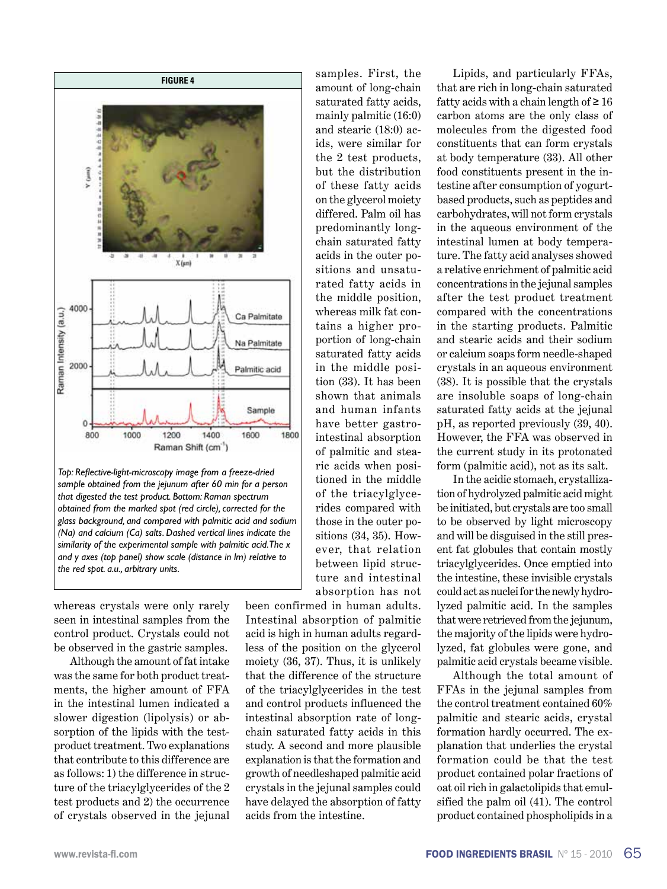**FIGURE 4**

*Top: Reflective-light-microscopy image from a freeze-dried sample obtained from the jejunum after 60 min for a person that digested the test product. Bottom: Raman spectrum obtained from the marked spot (red circle), corrected for the glass background, and compared with palmitic acid and sodium (Na) and calcium (Ca) salts. Dashed vertical lines indicate the similarity of the experimental sample with palmitic acid. The x and y axes (top panel) show scale (distance in lm) relative to the red spot. a.u., arbitrary units.*

whereas crystals were only rarely seen in intestinal samples from the control product. Crystals could not be observed in the gastric samples.

Although the amount of fat intake was the same for both product treatments, the higher amount of FFA in the intestinal lumen indicated a slower digestion (lipolysis) or absorption of the lipids with the test-product treatment. Two explanations that contribute to this difference are as follows: 1) the difference in structure of the triacylglycerides of the 2 test products and 2) the occurrence of crystals observed in the jejunal samples. First, the amount of long-chain saturated fatty acids, mainly palmitic (16:0) and stearic (18:0) acids, were similar for the 2 test products, but the distribution of these fatty acids on the glycerol moiety differed. Palm oil has predominantly long-chain saturated fatty acids in the outer positions and unsaturated fatty acids in the middle position, whereas milk fat contains a higher proportion of long-chain saturated fatty acids in the middle position (33). It has been shown that animals and human infants have better gastrointestinal absorption of palmitic and stearic acids when positioned in the middle of the triacylglycerides compared with those in the outer positions (34, 35). However, that relation between lipid structure and intestinal absorption has not been confirmed in human adults. Intestinal absorption of palmitic acid is high in human adults regardless of the position on the glycerol moiety (36, 37). Thus, it is unlikely that the difference of the structure of the triacylglycerides in the test and control products influenced the intestinal absorption rate of long-chain saturated fatty acids in this study. A second and more plausible explanation is that the formation and growth of needleshaped palmitic acid crystals in the jejunal samples could have delayed the absorption of fatty acids from the intestine.

Lipids, and particularly FFAs, that are rich in long-chain saturated fatty acids with a chain length of ≥ 16 carbon atoms are the only class of molecules from the digested food constituents that can form crystals at body temperature (33). All other food constituents present in the intestine after consumption of yogurt-based products, such as peptides and carbohydrates, will not form crystals in the aqueous environment of the intestinal lumen at body temperature. The fatty acid analyses showed a relative enrichment of palmitic acid concentrations in the jejunal samples after the test product treatment compared with the concentrations in the starting products. Palmitic and stearic acids and their sodium or calcium soaps form needle-shaped crystals in an aqueous environment (38). It is possible that the crystals are insoluble soaps of long-chain saturated fatty acids at the jejunal pH, as reported previously (39, 40). However, the FFA was observed in the current study in its protonated form (palmitic acid), not as its salt.

In the acidic stomach, crystallization of hydrolyzed palmitic acid might be initiated, but crystals are too small to be observed by light microscopy and will be disguised in the still present fat globules that contain mostly triacylglycerides. Once emptied into the intestine, these invisible crystals could act as nuclei for the newly hydrolyzed palmitic acid. In the samples that were retrieved from the jejunum, the majority of the lipids were hydrolyzed, fat globules were gone, and palmitic acid crystals became visible.

Although the total amount of FFAs in the jejunal samples from the control treatment contained 60% palmitic and stearic acids, crystal formation hardly occurred. The explanation that underlies the crystal formation could be that the test product contained polar fractions of oat oil rich in galactolipids that emulsified the palm oil (41). The control product contained phospholipids in a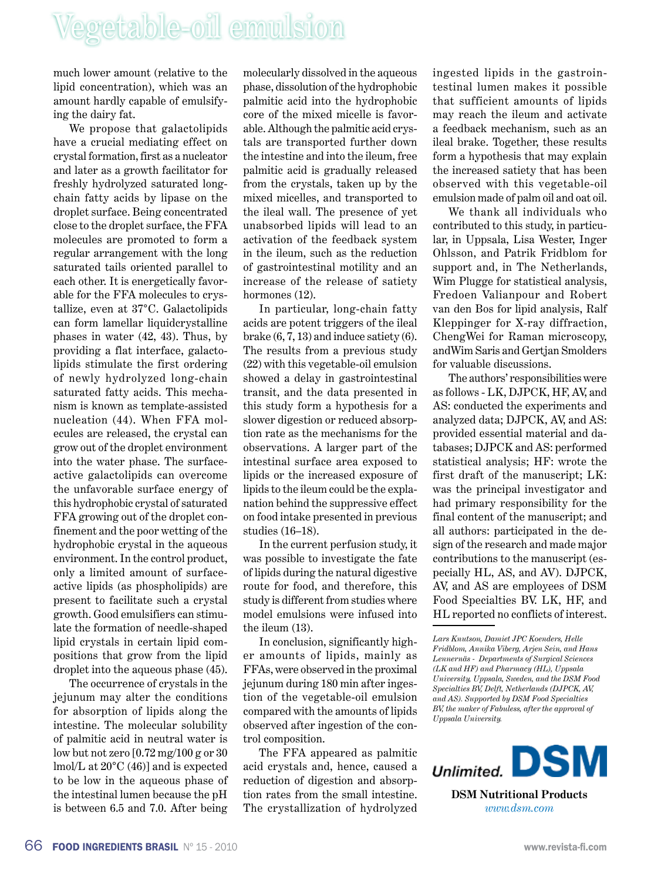much lower amount (relative to the lipid concentration), which was an amount hardly capable of emulsifying the dairy fat.

We propose that galactolipids have a crucial mediating effect on crystal formation, first as a nucleator and later as a growth facilitator for freshly hydrolyzed saturated long-chain fatty acids by lipase on the droplet surface. Being concentrated close to the droplet surface, the FFA molecules are promoted to form a regular arrangement with the long saturated tails oriented parallel to each other. It is energetically favorable for the FFA molecules to crystallize, even at 37°C. Galactolipids can form lamellar liquidcrystalline phases in water (42, 43). Thus, by providing a flat interface, galactolipids stimulate the first ordering of newly hydrolyzed long-chain saturated fatty acids. This mechanism is known as template-assisted nucleation (44). When FFA molecules are released, the crystal can grow out of the droplet environment into the water phase. The surface-active galactolipids can overcome the unfavorable surface energy of this hydrophobic crystal of saturated FFA growing out of the droplet confinement and the poor wetting of the hydrophobic crystal in the aqueous environment. In the control product, only a limited amount of surface-active lipids (as phospholipids) are present to facilitate such a crystal growth. Good emulsifiers can stimulate the formation of needle-shaped lipid crystals in certain lipid compositions that grow from the lipid droplet into the aqueous phase (45).

The occurrence of crystals in the jejunum may alter the conditions for absorption of lipids along the intestine. The molecular solubility of palmitic acid in neutral water is low but not zero [0.72 mg/100 g or 30 lmol/L at 20°C (46)] and is expected to be low in the aqueous phase of the intestinal lumen because the pH is between 6.5 and 7.0. After being molecularly dissolved in the aqueous phase, dissolution of the hydrophobic palmitic acid into the hydrophobic core of the mixed micelle is favorable. Although the palmitic acid crystals are transported further down the intestine and into the ileum, free palmitic acid is gradually released from the crystals, taken up by the mixed micelles, and transported to the ileal wall. The presence of yet unabsorbed lipids will lead to an activation of the feedback system in the ileum, such as the reduction of gastrointestinal motility and an increase of the release of satiety hormones (12).

In particular, long-chain fatty acids are potent triggers of the ileal brake (6, 7, 13) and induce satiety (6). The results from a previous study (22) with this vegetable-oil emulsion showed a delay in gastrointestinal transit, and the data presented in this study form a hypothesis for a slower digestion or reduced absorption rate as the mechanisms for the observations. A larger part of the intestinal surface area exposed to lipids or the increased exposure of lipids to the ileum could be the explanation behind the suppressive effect on food intake presented in previous studies (16–18).

In the current perfusion study, it was possible to investigate the fate of lipids during the natural digestive route for food, and therefore, this study is different from studies where model emulsions were infused into the ileum (13).

In conclusion, significantly higher amounts of lipids, mainly as FFAs, were observed in the proximal jejunum during 180 min after ingestion of the vegetable-oil emulsion compared with the amounts of lipids observed after ingestion of the control composition.

The FFA appeared as palmitic acid crystals and, hence, caused a reduction of digestion and absorption rates from the small intestine. The crystallization of hydrolyzed ingested lipids in the gastrointestinal lumen makes it possible that sufficient amounts of lipids may reach the ileum and activate a feedback mechanism, such as an ileal brake. Together, these results form a hypothesis that may explain the increased satiety that has been observed with this vegetable-oil emulsion made of palm oil and oat oil.

We thank all individuals who contributed to this study, in particular, in Uppsala, Lisa Wester, Inger Ohlsson, and Patrik Fridblom for support and, in The Netherlands, Wim Plugge for statistical analysis, Fredoen Valianpour and Robert van den Bos for lipid analysis, Ralf Kleppinger for X-ray diffraction, ChengWei for Raman microscopy, andWim Saris and Gertjan Smolders for valuable discussions.

The authors' responsibilities were as follows - LK, DJPCK, HF, AV, and AS: conducted the experiments and analyzed data; DJPCK, AV, and AS: provided essential material and databases; DJPCK and AS: performed statistical analysis; HF: wrote the first draft of the manuscript; LK: was the principal investigator and had primary responsibility for the final content of the manuscript; and all authors: participated in the design of the research and made major contributions to the manuscript (especially HL, AS, and AV). DJPCK, AV, and AS are employees of DSM Food Specialties BV. LK, HF, and HL reported no conflicts of interest.

*Lars Knutson, Damiet JPC Koenders, Helle Fridblom, Annika Viberg, Arjen Sein, and Hans Lennernäs - Departments of Surgical Sciences (LK and HF) and Pharmacy (HL), Uppsala University, Uppsala, Sweden, and the DSM Food Specialties BV, Delft, Netherlands (DJPCK, AV, and AS). Supported by DSM Food Specialties BV, the maker of Fabuless, after the approval of Uppsala University.*

Unlimited. DSM

**DSM Nutritional Products**
www.dsm.com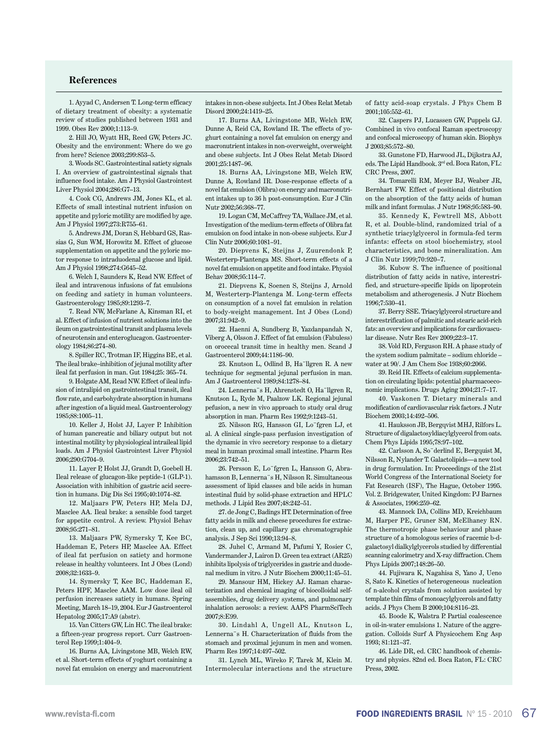## References

1. Ayyad C, Andersen T. Long-term efficacy of dietary treatment of obesity: a systematic review of studies published between 1931 and 1999. Obes Rev 2000;1:113–9.

2. Hill JO, Wyatt HR, Reed GW, Peters JC. Obesity and the environment: Where do we go from here? Science 2003;299:853–5.

3. Woods SC. Gastrointestinal satiety signals I. An overview of gastrointestinal signals that influence food intake. Am J Physiol Gastrointest Liver Physiol 2004;286:G7–13.

4. Cook CG, Andrews JM, Jones KL, et al. Effects of small intestinal nutrient infusion on appetite and pyloric motility are modified by age. Am J Physiol 1997;273:R755–61.

5. Andrews JM, Doran S, Hebbard GS, Rassias G, Sun WM, Horowitz M. Effect of glucose supplementation on appetite and the pyloric motor response to intraduodenal glucose and lipid. Am J Physiol 1998;274:G645–52.

6. Welch I, Saunders K, Read NW. Effect of ileal and intravenous infusions of fat emulsions on feeding and satiety in human volunteers. Gastroenterology 1985;89:1293–7.

7. Read NW, McFarlane A, Kinsman RI, et al. Effect of infusion of nutrient solutions into the ileum on gastrointestinal transit and plasma levels of neurotensin and enteroglucagon. Gastroenterology 1984;86:274–80.

8. Spiller RC, Trotman IF, Higgins BE, et al. The ileal brake–inhibition of jejunal motility after ileal fat perfusion in man. Gut 1984;25: 365–74.

9. Holgate AM, Read NW. Effect of ileal infusion of intralipid on gastrointestinal transit, ileal flow rate, and carbohydrate absorption in humans after ingestion of a liquid meal. Gastroenterology 1985;88:1005–11.

10. Keller J, Holst JJ, Layer P. Inhibition of human pancreatic and biliary output but not intestinal motility by physiological intraileal lipid loads. Am J Physiol Gastrointest Liver Physiol 2006;290:G704–9.

11. Layer P, Holst JJ, Grandt D, Goebell H. Ileal release of glucagon-like peptide-1 (GLP-1). Association with inhibition of gastric acid secretion in humans. Dig Dis Sci 1995;40:1074–82.

12. Maljaars PW, Peters HP, Mela DJ, Masclee AA. Ileal brake: a sensible food target for appetite control. A review. Physiol Behav 2008;95:271–81.

13. Maljaars PW, Symersky T, Kee BC, Haddeman E, Peters HP, Masclee AA. Effect of ileal fat perfusion on satiety and hormone release in healthy volunteers. Int J Obes (Lond) 2008;32:1633–9.

14. Symersky T, Kee BC, Haddeman E, Peters HPF, Masclee AAM. Low dose ileal oil perfusion increases satiety in humans. Spring Meeting, March 18–19, 2004. Eur J Gastroenterol Hepatolog 2005;17:A9 (abstr).

15. Van Citters GW, Lin HC. The ileal brake: a fifteen-year progress report. Curr Gastroenterol Rep 1999;1:404–9.

16. Burns AA, Livingstone MB, Welch RW, et al. Short-term effects of yoghurt containing a novel fat emulsion on energy and macronutrient intakes in non-obese subjects. Int J Obes Relat Metab Disord 2000;24:1419–25.

17. Burns AA, Livingstone MB, Welch RW, Dunne A, Reid CA, Rowland IR. The effects of yoghurt containing a novel fat emulsion on energy and macronutrient intakes in non-overweight, overweight and obese subjects. Int J Obes Relat Metab Disord 2001;25:1487–96.

18. Burns AA, Livingstone MB, Welch RW, Dunne A, Rowland IR. Dose-response effects of a novel fat emulsion (Olibra) on energy and macronutrient intakes up to 36 h post-consumption. Eur J Clin Nutr 2002;56:368–77.

19. Logan CM, McCaffrey TA, Wallace JM, et al. Investigation of the medium-term effects of Olibra fat emulsion on food intake in non-obese subjects. Eur J Clin Nutr 2006;60:1081–91.

20. Diepvens K, Steijns J, Zuurendonk P, Westerterp-Plantenga MS. Short-term effects of a novel fat emulsion on appetite and food intake. Physiol Behav 2008;95:114–7.

21. Diepvens K, Soenen S, Steijns J, Arnold M, Westerterp-Plantenga M. Long-term effects on consumption of a novel fat emulsion in relation to body-weight management. Int J Obes (Lond) 2007;31:942–9.

22. Haenni A, Sundberg B, Yazdanpandah N, Viberg A, Olsson J. Effect of fat emulsion (Fabuless) on orocecal transit time in healthy men. Scand J Gastroenterol 2009;44:1186–90.

23. Knutson L, Odlind B, Ha¨llgren R. A new technique for segmental jejunal perfusion in man. Am J Gastroenterol 1989;84:1278–84.

24. Lennerna¨s H, Ahrenstedt O, Ha¨llgren R, Knutson L, Ryde M, Paalzow LK. Regional jejunal pefusion, a new in vivo approach to study oral drug absorption in man. Pharm Res 1992;9:1243–51.

25. Nilsson RG, Hansson GI, Lo¨fgren LJ, et al. A clinical single-pass perfusion investigation of the dynamic in vivo secretory response to a dietary meal in human proximal small intestine. Pharm Res 2006;23:742–51.

26. Persson E, Lo¨fgren L, Hansson G, Abrahamsson B, Lennerna¨s H, Nilsson R. Simultaneous assessment of lipid classes and bile acids in human intestinal fluid by solid-phase extraction and HPLC methods. J Lipid Res 2007;48:242–51.

27. de Jong C, Badings HT. Determination of free fatty acids in milk and cheese procedures for extraction, clean up, and capillary gas chromatographic analysis. J Sep Sci 1990;13:94–8.

28. Juhel C, Armand M, Pafumi Y, Rosier C, Vandermander J, Lairon D. Green tea extract (AR25) inhibits lipolysis of triglycerides in gastric and duodenal medium in vitro. J Nutr Biochem 2000;11:45–51.

29. Mansour HM, Hickey AJ. Raman characterization and chemical imaging of biocolloidal self-assemblies, drug delivery systems, and pulmonary inhalation aerosols: a review. AAPS PharmSciTech 2007;8:E99.

30. Lindahl A, Ungell AL, Knutson L, Lennerna¨s H. Characterization of fluids from the stomach and proximal jejunum in men and women. Pharm Res 1997;14:497–502.

31. Lynch ML, Wireko F, Tarek M, Klein M. Intermolecular interactions and the structure of fatty acid-soap crystals. J Phys Chem B 2001;105:552–61.

32. Caspers PJ, Lucassen GW, Puppels GJ. Combined in vivo confocal Raman spectroscopy and confocal microscopy of human skin. Biophys J 2003;85:572–80.

33. Gunstone FD, Harwood JL, Dijkstra AJ, eds. The Lipid Handbook. 3rd ed. Boca Raton, FL: CRC Press, 2007.

34. Tomarelli RM, Meyer BJ, Weaber JR, Bernhart FW. Effect of positional distribution on the absorption of the fatty acids of human milk and infant formulas. J Nutr 1968;95:583–90.

35. Kennedy K, Fewtrell MS, Abbott R, et al. Double-blind, randomized trial of a synthetic triacylglycerol in formula-fed term infants: effects on stool biochemistry, stool characteristics, and bone mineralization. Am J Clin Nutr 1999;70:920–7.

36. Kubow S. The influence of positional distribution of fatty acids in native, interestrified, and structure-specific lipids on lipoprotein metabolism and atherogenesis. J Nutr Biochem 1996;7:530–41.

37. Berry SSE. Triacylglycerol structure and interestrification of palmitic and stearic acid-rich fats: an overview and implications for cardiovascular disease. Nutr Res Rev 2009;22:3–17.

38. Vold RD, Ferguson RH. A phase study of the system sodium palmitate – sodium chloride – water at 90/. J Am Chem Soc 1938;60:2066.

39. Reid IR. Effects of calcium supplementation on circulating lipids: potential pharmacoeconomic implications. Drugs Aging 2004;21:7–17.

40. Vaskonen T. Dietary minerals and modification of cardiovascular risk factors. J Nutr Biochem 2003;14:492–506.

41. Hauksson JB, Bergqvist MHJ, Rilfors L. Structure of digalactosyldiacylglycerol from oats. Chem Phys Lipids 1995;78:97–102.

42. Carlsson A, So¨derlind E, Bergquist M, Nilsson R, Nylander T. Galactolipids—a new tool in drug formulation. In: Proceedings of the 21st World Congress of the International Society for Fat Research (ISF), The Hague, October 1995. Vol. 2. Bridgewater, United Kingdom: PJ Barnes & Associates, 1996:259–62.

43. Mannock DA, Collins MD, Kreichbaum M, Harper PE, Gruner SM, McElhaney RN. The thermotropic phase behaviour and phase structure of a homologous series of racemic b-d-galactosyl dialkylglycerols studied by differential scanning calorimetry and X-ray diffraction. Chem Phys Lipids 2007;148:26–50.

44. Fujiwara K, Nagahisa S, Yano J, Ueno S, Sato K. Kinetics of heterogeneous nucleation of n-alcohol crystals from solution assisted by template thin films of monoacylglycerols and fatty acids. J Phys Chem B 2000;104:8116–23.

45. Boode K, Walstra P. Partial coalescence in oil-in-water emulsions 1. Nature of the aggregation. Colloids Surf A Physicochem Eng Asp 1993; 81:121–37.

46. Lide DR, ed. CRC handbook of chemistry and physics. 82nd ed. Boca Raton, FL: CRC Press, 2002.